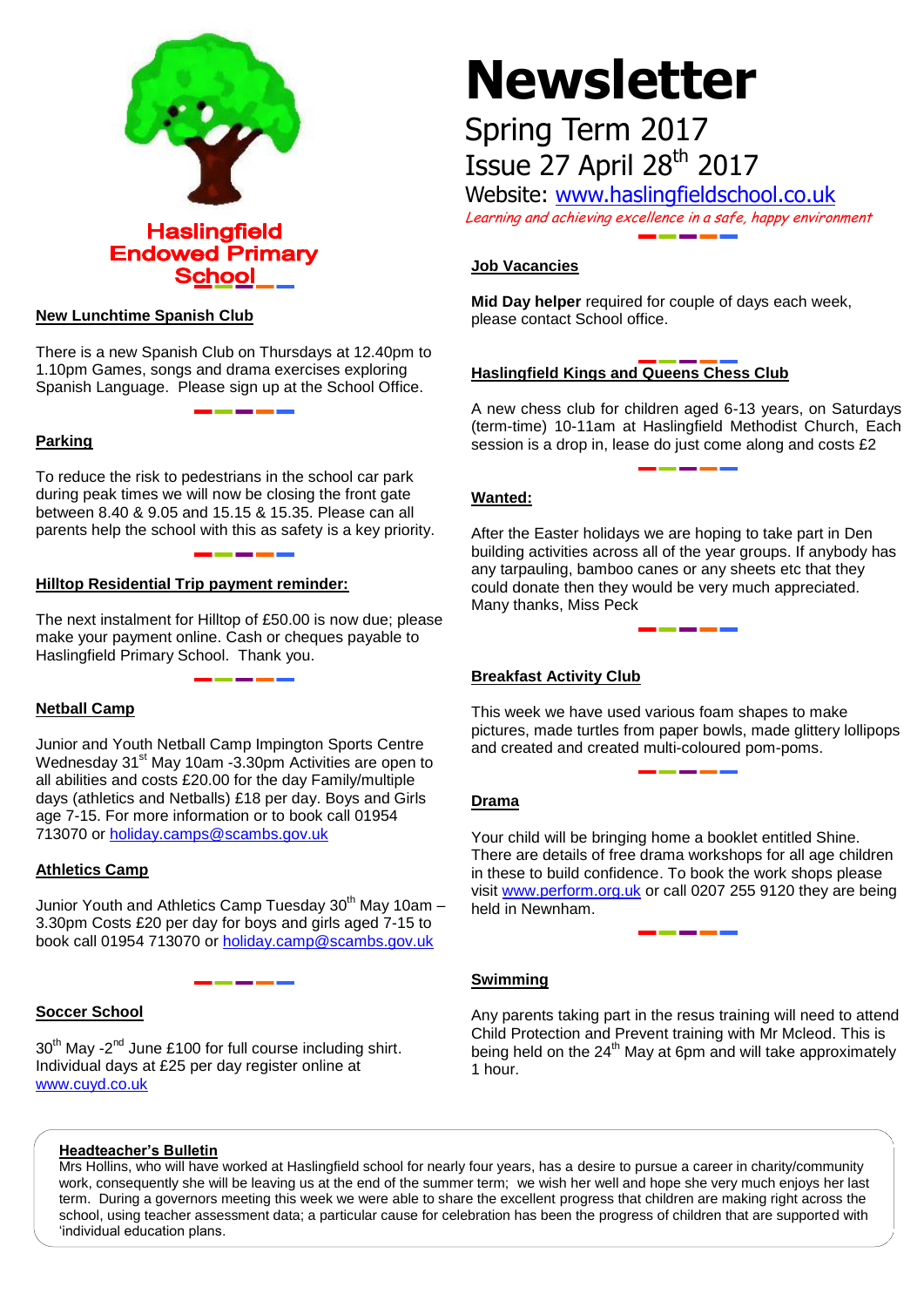**Haslingfield Endowed Primary School**

# Newsletter

## Spring Term 2017

## Issue 27 April 28th 2017

Website: www.haslingfieldschool.co.uk

*Learning and achieving excellence in a safe, happy environment*

### New Lunchtime Spanish Club

There is a new Spanish Club on Thursdays at 12.40pm to 1.10pm Games, songs and drama exercises exploring Spanish Language. Please sign up at the School Office.

### Parking

To reduce the risk to pedestrians in the school car park during peak times we will now be closing the front gate between 8.40 & 9.05 and 15.15 & 15.35. Please can all parents help the school with this as safety is a key priority.

### Hilltop Residential Trip payment reminder:

The next instalment for Hilltop of £50.00 is now due; please make your payment online. Cash or cheques payable to Haslingfield Primary School. Thank you.

### Netball Camp

Junior and Youth Netball Camp Impington Sports Centre Wednesday 31st May 10am -3.30pm Activities are open to all abilities and costs £20.00 for the day Family/multiple days (athletics and Netballs) £18 per day. Boys and Girls age 7-15. For more information or to book call 01954 713070 or holiday.camps@scambs.gov.uk

### Athletics Camp

Junior Youth and Athletics Camp Tuesday 30th May 10am – 3.30pm Costs £20 per day for boys and girls aged 7-15 to book call 01954 713070 or holiday.camp@scambs.gov.uk

### Soccer School

30th May -2nd June £100 for full course including shirt. Individual days at £25 per day register online at www.cuyd.co.uk

### Job Vacancies

**Mid Day helper** required for couple of days each week, please contact School office.

### Haslingfield Kings and Queens Chess Club

A new chess club for children aged 6-13 years, on Saturdays (term-time) 10-11am at Haslingfield Methodist Church, Each session is a drop in, lease do just come along and costs £2

### Wanted:

After the Easter holidays we are hoping to take part in Den building activities across all of the year groups. If anybody has any tarpauling, bamboo canes or any sheets etc that they could donate then they would be very much appreciated. Many thanks, Miss Peck

### Breakfast Activity Club

This week we have used various foam shapes to make pictures, made turtles from paper bowls, made glittery lollipops and created and created multi-coloured pom-poms.

### Drama

Your child will be bringing home a booklet entitled Shine. There are details of free drama workshops for all age children in these to build confidence. To book the work shops please visit www.perform.org.uk or call 0207 255 9120 they are being held in Newnham.

### Swimming

Any parents taking part in the resus training will need to attend Child Protection and Prevent training with Mr Mcleod. This is being held on the 24th May at 6pm and will take approximately 1 hour.

### Headteacher's Bulletin

Mrs Hollins, who will have worked at Haslingfield school for nearly four years, has a desire to pursue a career in charity/community work, consequently she will be leaving us at the end of the summer term; we wish her well and hope she very much enjoys her last term. During a governors meeting this week we were able to share the excellent progress that children are making right across the school, using teacher assessment data; a particular cause for celebration has been the progress of children that are supported with 'individual education plans.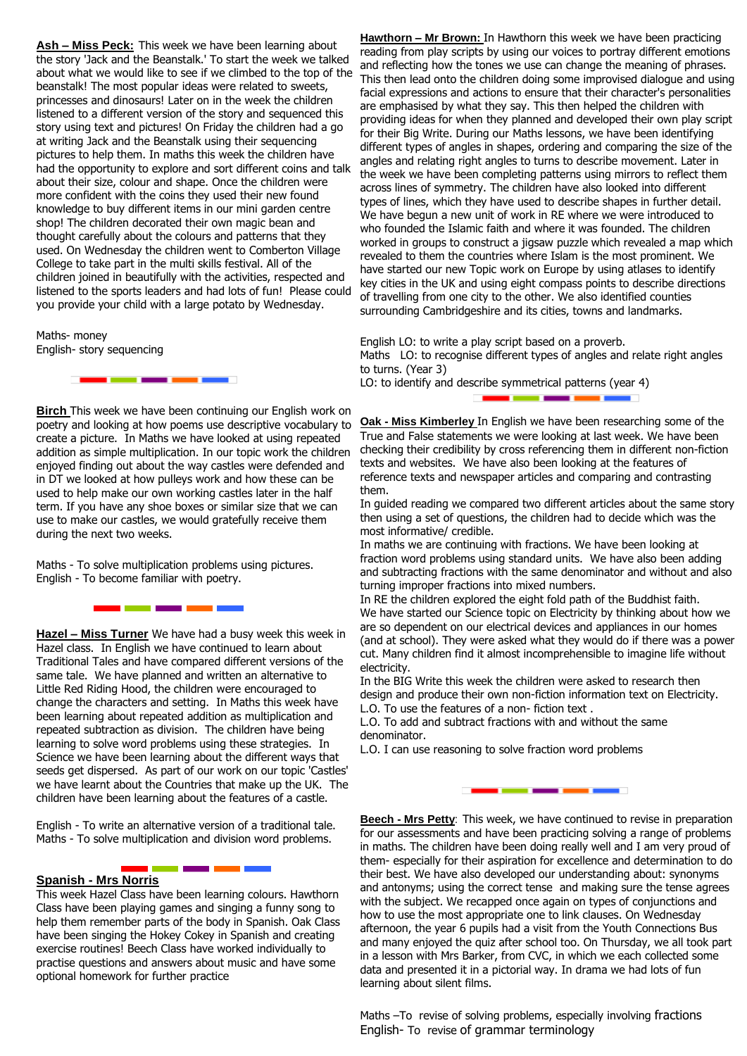**Ash – Miss Peck:** This week we have been learning about the story 'Jack and the Beanstalk.' To start the week we talked about what we would like to see if we climbed to the top of the beanstalk! The most popular ideas were related to sweets, princesses and dinosaurs! Later on in the week the children listened to a different version of the story and sequenced this story using text and pictures! On Friday the children had a go at writing Jack and the Beanstalk using their sequencing pictures to help them. In maths this week the children have had the opportunity to explore and sort different coins and talk about their size, colour and shape. Once the children were more confident with the coins they used their new found knowledge to buy different items in our mini garden centre shop! The children decorated their own magic bean and thought carefully about the colours and patterns that they used. On Wednesday the children went to Comberton Village College to take part in the multi skills festival. All of the children joined in beautifully with the activities, respected and listened to the sports leaders and had lots of fun! Please could you provide your child with a large potato by Wednesday.

Maths- money
English- story sequencing

**Birch** This week we have been continuing our English work on poetry and looking at how poems use descriptive vocabulary to create a picture. In Maths we have looked at using repeated addition as simple multiplication. In our topic work the children enjoyed finding out about the way castles were defended and in DT we looked at how pulleys work and how these can be used to help make our own working castles later in the half term. If you have any shoe boxes or similar size that we can use to make our castles, we would gratefully receive them during the next two weeks.

Maths - To solve multiplication problems using pictures.
English - To become familiar with poetry.

**Hazel – Miss Turner** We have had a busy week this week in Hazel class. In English we have continued to learn about Traditional Tales and have compared different versions of the same tale. We have planned and written an alternative to Little Red Riding Hood, the children were encouraged to change the characters and setting. In Maths this week have been learning about repeated addition as multiplication and repeated subtraction as division. The children have being learning to solve word problems using these strategies. In Science we have been learning about the different ways that seeds get dispersed. As part of our work on our topic 'Castles' we have learnt about the Countries that make up the UK. The children have been learning about the features of a castle.

English - To write an alternative version of a traditional tale.
Maths - To solve multiplication and division word problems.

**Spanish - Mrs Norris**

This week Hazel Class have been learning colours. Hawthorn Class have been playing games and singing a funny song to help them remember parts of the body in Spanish. Oak Class have been singing the Hokey Cokey in Spanish and creating exercise routines! Beech Class have worked individually to practise questions and answers about music and have some optional homework for further practice

**Hawthorn – Mr Brown:** In Hawthorn this week we have been practicing reading from play scripts by using our voices to portray different emotions and reflecting how the tones we use can change the meaning of phrases. This then lead onto the children doing some improvised dialogue and using facial expressions and actions to ensure that their character's personalities are emphasised by what they say. This then helped the children with providing ideas for when they planned and developed their own play script for their Big Write. During our Maths lessons, we have been identifying different types of angles in shapes, ordering and comparing the size of the angles and relating right angles to turns to describe movement. Later in the week we have been completing patterns using mirrors to reflect them across lines of symmetry. The children have also looked into different types of lines, which they have used to describe shapes in further detail. We have begun a new unit of work in RE where we were introduced to who founded the Islamic faith and where it was founded. The children worked in groups to construct a jigsaw puzzle which revealed a map which revealed to them the countries where Islam is the most prominent. We have started our new Topic work on Europe by using atlases to identify key cities in the UK and using eight compass points to describe directions of travelling from one city to the other. We also identified counties surrounding Cambridgeshire and its cities, towns and landmarks.

English LO: to write a play script based on a proverb.
Maths LO: to recognise different types of angles and relate right angles to turns. (Year 3)
LO: to identify and describe symmetrical patterns (year 4)

**Oak - Miss Kimberley** In English we have been researching some of the True and False statements we were looking at last week. We have been checking their credibility by cross referencing them in different non-fiction texts and websites. We have also been looking at the features of reference texts and newspaper articles and comparing and contrasting them.

In guided reading we compared two different articles about the same story then using a set of questions, the children had to decide which was the most informative/ credible.

In maths we are continuing with fractions. We have been looking at fraction word problems using standard units. We have also been adding and subtracting fractions with the same denominator and without and also turning improper fractions into mixed numbers.

In RE the children explored the eight fold path of the Buddhist faith.

We have started our Science topic on Electricity by thinking about how we are so dependent on our electrical devices and appliances in our homes (and at school). They were asked what they would do if there was a power cut. Many children find it almost incomprehensible to imagine life without electricity.

In the BIG Write this week the children were asked to research then design and produce their own non-fiction information text on Electricity.

L.O. To use the features of a non- fiction text .
L.O. To add and subtract fractions with and without the same denominator.
L.O. I can use reasoning to solve fraction word problems

**Beech - Mrs Petty**: This week, we have continued to revise in preparation for our assessments and have been practicing solving a range of problems in maths. The children have been doing really well and I am very proud of them- especially for their aspiration for excellence and determination to do their best. We have also developed our understanding about: synonyms and antonyms; using the correct tense and making sure the tense agrees with the subject. We recapped once again on types of conjunctions and how to use the most appropriate one to link clauses. On Wednesday afternoon, the year 6 pupils had a visit from the Youth Connections Bus and many enjoyed the quiz after school too. On Thursday, we all took part in a lesson with Mrs Barker, from CVC, in which we each collected some data and presented it in a pictorial way. In drama we had lots of fun learning about silent films.

Maths –To revise of solving problems, especially involving fractions
English- To revise of grammar terminology